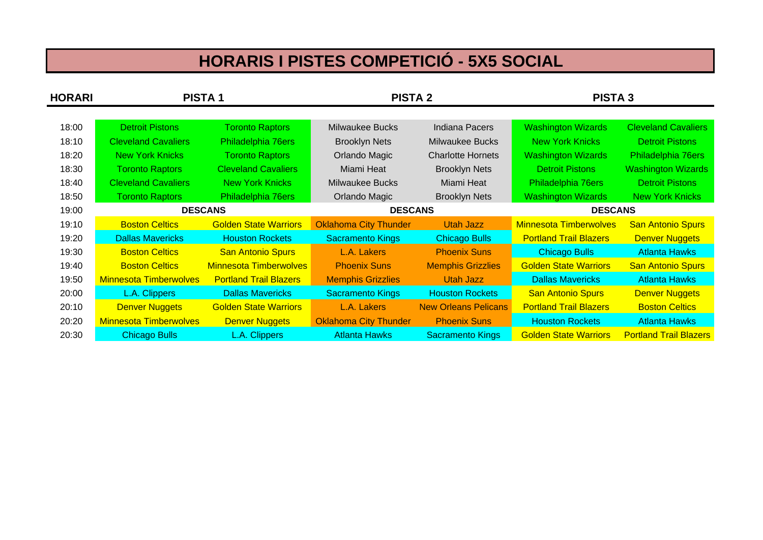# HORARIS I PISTES COMPETICIÓ - 5X5 SOCIAL

| HORARI | PISTA 1 | | PISTA 2 | | PISTA 3 | |
|---|---|---|---|---|---|---|
| 18:00 | Detroit Pistons | Toronto Raptors | Milwaukee Bucks | Indiana Pacers | Washington Wizards | Cleveland Cavaliers |
| 18:10 | Cleveland Cavaliers | Philadelphia 76ers | Brooklyn Nets | Milwaukee Bucks | New York Knicks | Detroit Pistons |
| 18:20 | New York Knicks | Toronto Raptors | Orlando Magic | Charlotte Hornets | Washington Wizards | Philadelphia 76ers |
| 18:30 | Toronto Raptors | Cleveland Cavaliers | Miami Heat | Brooklyn Nets | Detroit Pistons | Washington Wizards |
| 18:40 | Cleveland Cavaliers | New York Knicks | Milwaukee Bucks | Miami Heat | Philadelphia 76ers | Detroit Pistons |
| 18:50 | Toronto Raptors | Philadelphia 76ers | Orlando Magic | Brooklyn Nets | Washington Wizards | New York Knicks |
| 19:00 | DESCANS | | DESCANS | | DESCANS | |
| 19:10 | Boston Celtics | Golden State Warriors | Oklahoma City Thunder | Utah Jazz | Minnesota Timberwolves | San Antonio Spurs |
| 19:20 | Dallas Mavericks | Houston Rockets | Sacramento Kings | Chicago Bulls | Portland Trail Blazers | Denver Nuggets |
| 19:30 | Boston Celtics | San Antonio Spurs | L.A. Lakers | Phoenix Suns | Chicago Bulls | Atlanta Hawks |
| 19:40 | Boston Celtics | Minnesota Timberwolves | Phoenix Suns | Memphis Grizzlies | Golden State Warriors | San Antonio Spurs |
| 19:50 | Minnesota Timberwolves | Portland Trail Blazers | Memphis Grizzlies | Utah Jazz | Dallas Mavericks | Atlanta Hawks |
| 20:00 | L.A. Clippers | Dallas Mavericks | Sacramento Kings | Houston Rockets | San Antonio Spurs | Denver Nuggets |
| 20:10 | Denver Nuggets | Golden State Warriors | L.A. Lakers | New Orleans Pelicans | Portland Trail Blazers | Boston Celtics |
| 20:20 | Minnesota Timberwolves | Denver Nuggets | Oklahoma City Thunder | Phoenix Suns | Houston Rockets | Atlanta Hawks |
| 20:30 | Chicago Bulls | L.A. Clippers | Atlanta Hawks | Sacramento Kings | Golden State Warriors | Portland Trail Blazers |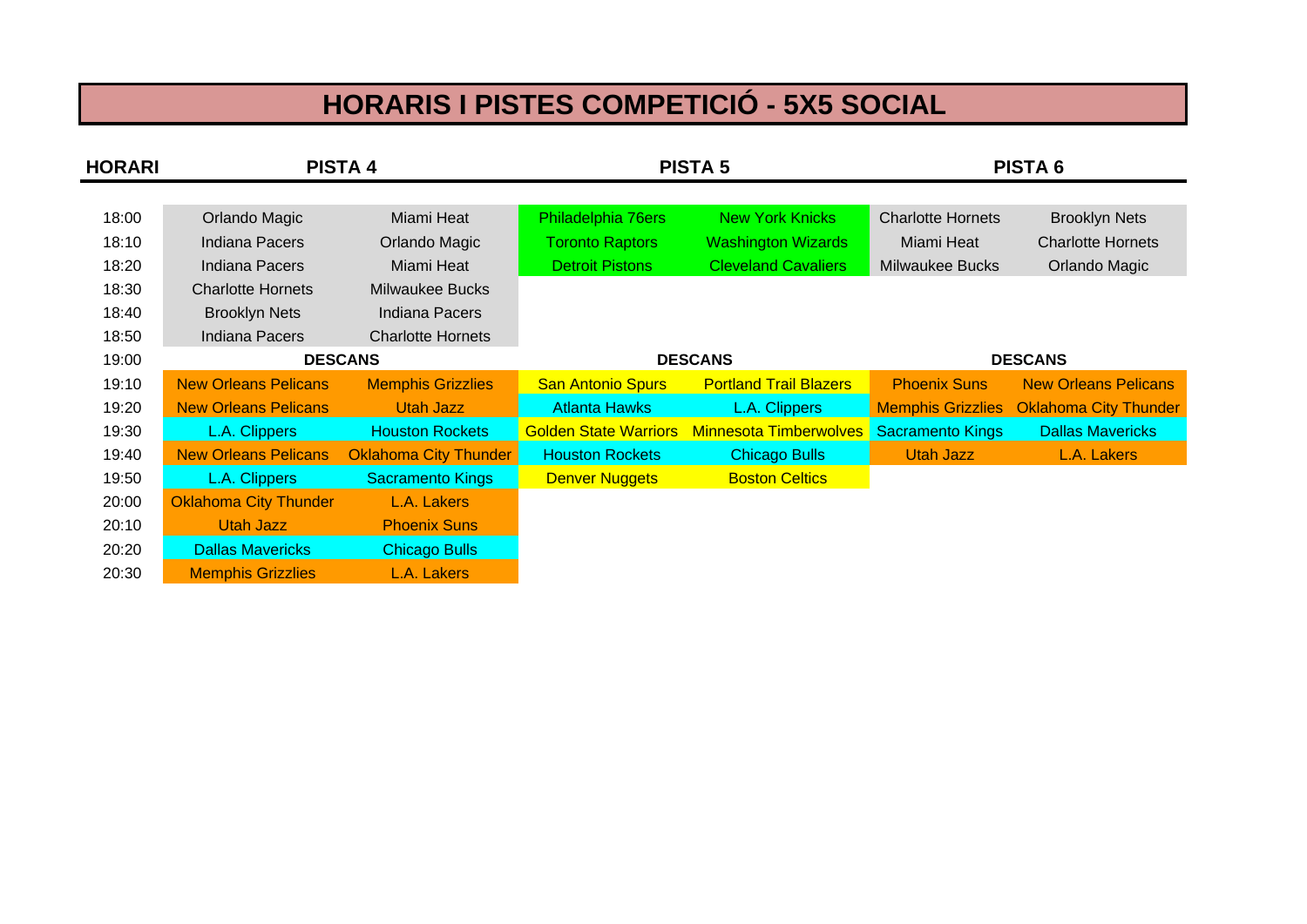# HORARIS I PISTES COMPETICIÓ - 5X5 SOCIAL

| HORARI | PISTA 4 | | PISTA 5 | | PISTA 6 | |
|---|---|---|---|---|---|---|
| 18:00 | Orlando Magic | Miami Heat | Philadelphia 76ers | New York Knicks | Charlotte Hornets | Brooklyn Nets |
| 18:10 | Indiana Pacers | Orlando Magic | Toronto Raptors | Washington Wizards | Miami Heat | Charlotte Hornets |
| 18:20 | Indiana Pacers | Miami Heat | Detroit Pistons | Cleveland Cavaliers | Milwaukee Bucks | Orlando Magic |
| 18:30 | Charlotte Hornets | Milwaukee Bucks | | | | |
| 18:40 | Brooklyn Nets | Indiana Pacers | | | | |
| 18:50 | Indiana Pacers | Charlotte Hornets | | | | |
| 19:00 | DESCANS | | DESCANS | | DESCANS | |
| 19:10 | New Orleans Pelicans | Memphis Grizzlies | San Antonio Spurs | Portland Trail Blazers | Phoenix Suns | New Orleans Pelicans |
| 19:20 | New Orleans Pelicans | Utah Jazz | Atlanta Hawks | L.A. Clippers | Memphis Grizzlies | Oklahoma City Thunder |
| 19:30 | L.A. Clippers | Houston Rockets | Golden State Warriors | Minnesota Timberwolves | Sacramento Kings | Dallas Mavericks |
| 19:40 | New Orleans Pelicans | Oklahoma City Thunder | Houston Rockets | Chicago Bulls | Utah Jazz | L.A. Lakers |
| 19:50 | L.A. Clippers | Sacramento Kings | Denver Nuggets | Boston Celtics | | |
| 20:00 | Oklahoma City Thunder | L.A. Lakers | | | | |
| 20:10 | Utah Jazz | Phoenix Suns | | | | |
| 20:20 | Dallas Mavericks | Chicago Bulls | | | | |
| 20:30 | Memphis Grizzlies | L.A. Lakers | | | | |